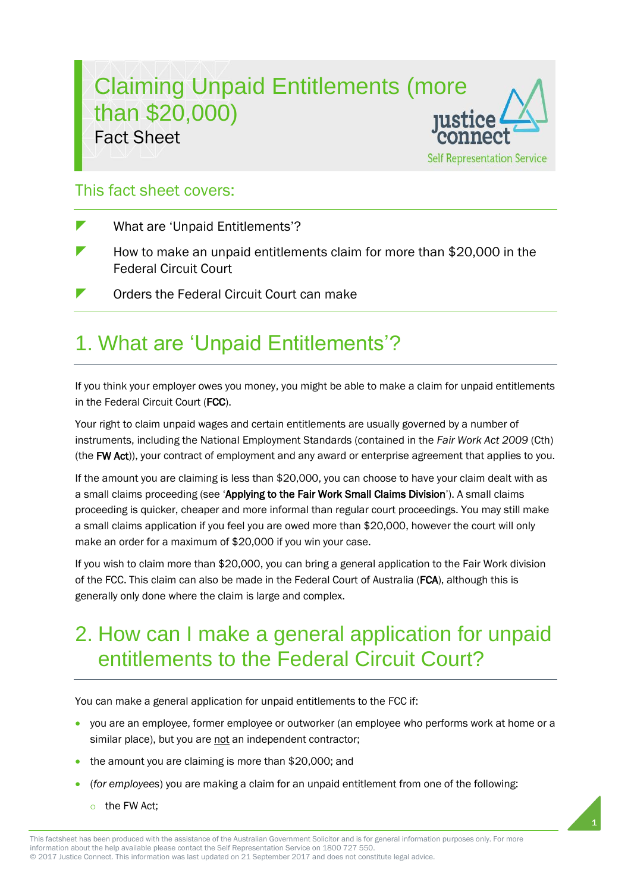# Claiming Unpaid Entitlements (more than $20,000)

Fact Sheet

Justice Connect Self Representation Service

## This fact sheet covers:

- What are 'Unpaid Entitlements'?
- How to make an unpaid entitlements claim for more than $20,000 in the Federal Circuit Court
- Orders the Federal Circuit Court can make

## 1. What are 'Unpaid Entitlements'?

If you think your employer owes you money, you might be able to make a claim for unpaid entitlements in the Federal Circuit Court (**FCC**).

Your right to claim unpaid wages and certain entitlements are usually governed by a number of instruments, including the National Employment Standards (contained in the *Fair Work Act 2009* (Cth) (the **FW Act**)), your contract of employment and any award or enterprise agreement that applies to you.

If the amount you are claiming is less than $20,000, you can choose to have your claim dealt with as a small claims proceeding (see '**Applying to the Fair Work Small Claims Division**'). A small claims proceeding is quicker, cheaper and more informal than regular court proceedings. You may still make a small claims application if you feel you are owed more than $20,000, however the court will only make an order for a maximum of $20,000 if you win your case.

If you wish to claim more than $20,000, you can bring a general application to the Fair Work division of the FCC. This claim can also be made in the Federal Court of Australia (**FCA**), although this is generally only done where the claim is large and complex.

## 2. How can I make a general application for unpaid entitlements to the Federal Circuit Court?

You can make a general application for unpaid entitlements to the FCC if:

- you are an employee, former employee or outworker (an employee who performs work at home or a similar place), but you are <u>not</u> an independent contractor;
- the amount you are claiming is more than $20,000; and
- (*for employees*) you are making a claim for an unpaid entitlement from one of the following:
  - the FW Act;

This factsheet has been produced with the assistance of the Australian Government Solicitor and is for general information purposes only. For more information about the help available please contact the Self Representation Service on 1800 727 550.
© 2017 Justice Connect. This information was last updated on 21 September 2017 and does not constitute legal advice.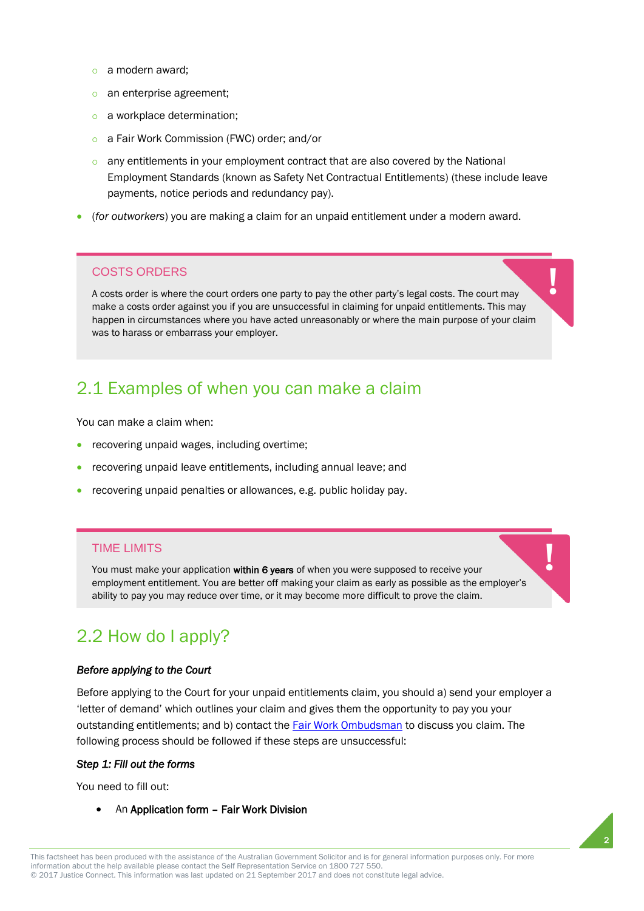- a modern award;
  - an enterprise agreement;
  - a workplace determination;
  - a Fair Work Commission (FWC) order; and/or
  - any entitlements in your employment contract that are also covered by the National Employment Standards (known as Safety Net Contractual Entitlements) (these include leave payments, notice periods and redundancy pay).
- (*for outworkers*) you are making a claim for an unpaid entitlement under a modern award.

> **COSTS ORDERS**
>
> A costs order is where the court orders one party to pay the other party's legal costs. The court may make a costs order against you if you are unsuccessful in claiming for unpaid entitlements. This may happen in circumstances where you have acted unreasonably or where the main purpose of your claim was to harass or embarrass your employer.

## 2.1 Examples of when you can make a claim

You can make a claim when:

- recovering unpaid wages, including overtime;
- recovering unpaid leave entitlements, including annual leave; and
- recovering unpaid penalties or allowances, e.g. public holiday pay.

> **TIME LIMITS**
>
> You must make your application **within 6 years** of when you were supposed to receive your employment entitlement. You are better off making your claim as early as possible as the employer's ability to pay you may reduce over time, or it may become more difficult to prove the claim.

## 2.2 How do I apply?

***Before applying to the Court***

Before applying to the Court for your unpaid entitlements claim, you should a) send your employer a 'letter of demand' which outlines your claim and gives them the opportunity to pay you your outstanding entitlements; and b) contact the Fair Work Ombudsman to discuss you claim. The following process should be followed if these steps are unsuccessful:

***Step 1: Fill out the forms***

You need to fill out:

- An **Application form – Fair Work Division**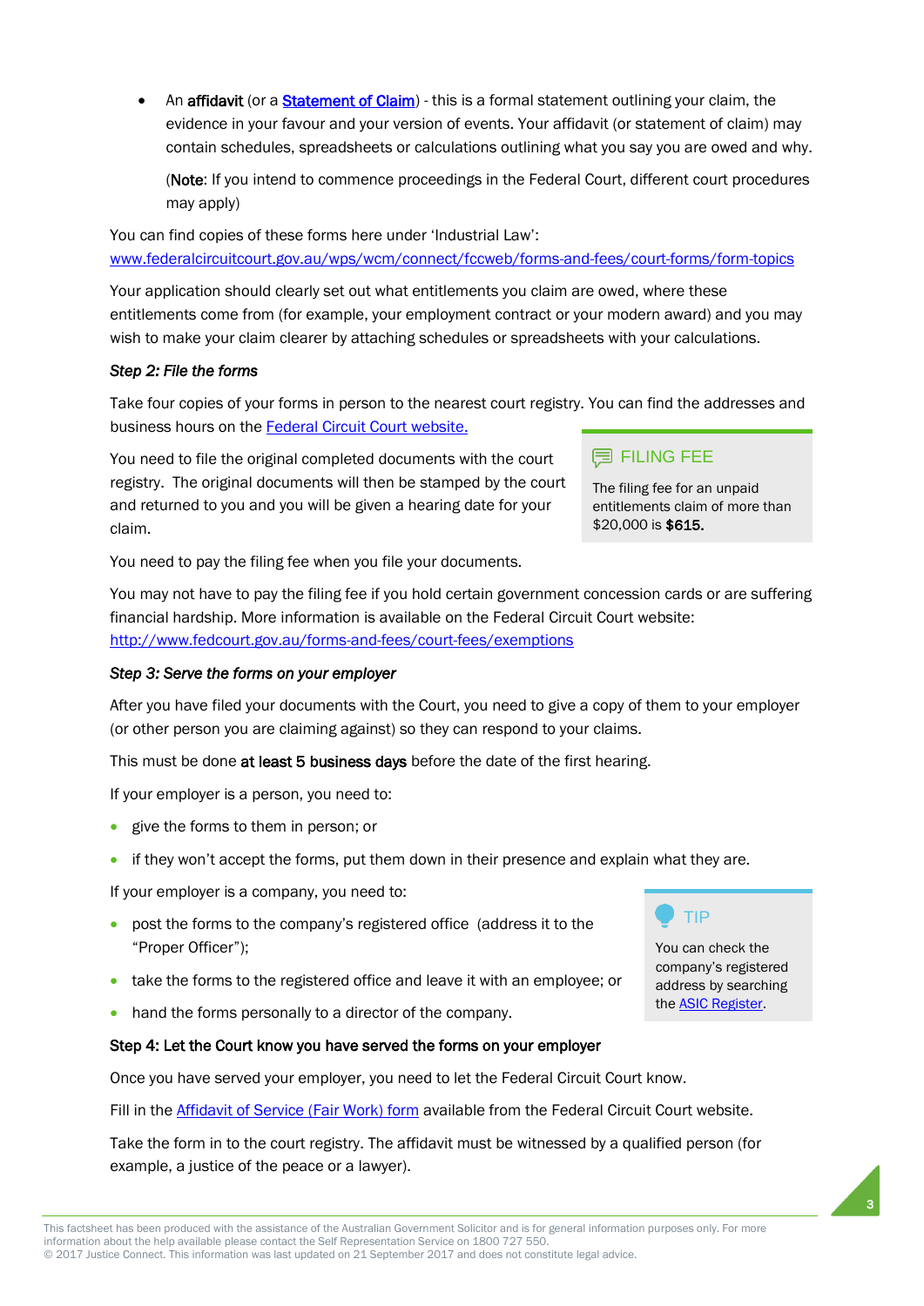- An **affidavit** (or a [Statement of Claim]) - this is a formal statement outlining your claim, the evidence in your favour and your version of events. Your affidavit (or statement of claim) may contain schedules, spreadsheets or calculations outlining what you say you are owed and why.

  (**Note**: If you intend to commence proceedings in the Federal Court, different court procedures may apply)

You can find copies of these forms here under 'Industrial Law':
www.federalcircuitcourt.gov.au/wps/wcm/connect/fccweb/forms-and-fees/court-forms/form-topics

Your application should clearly set out what entitlements you claim are owed, where these entitlements come from (for example, your employment contract or your modern award) and you may wish to make your claim clearer by attaching schedules or spreadsheets with your calculations.

### *Step 2: File the forms*

Take four copies of your forms in person to the nearest court registry. You can find the addresses and business hours on the Federal Circuit Court website.

You need to file the original completed documents with the court registry. The original documents will then be stamped by the court and returned to you and you will be given a hearing date for your claim.

> **FILING FEE**
>
> The filing fee for an unpaid entitlements claim of more than $20,000 is **$615.**

You need to pay the filing fee when you file your documents.

You may not have to pay the filing fee if you hold certain government concession cards or are suffering financial hardship. More information is available on the Federal Circuit Court website: http://www.fedcourt.gov.au/forms-and-fees/court-fees/exemptions

### *Step 3: Serve the forms on your employer*

After you have filed your documents with the Court, you need to give a copy of them to your employer (or other person you are claiming against) so they can respond to your claims.

This must be done **at least 5 business days** before the date of the first hearing.

If your employer is a person, you need to:

- give the forms to them in person; or
- if they won't accept the forms, put them down in their presence and explain what they are.

If your employer is a company, you need to:

- post the forms to the company's registered office (address it to the "Proper Officer");
- take the forms to the registered office and leave it with an employee; or
- hand the forms personally to a director of the company.

> **TIP**
>
> You can check the company's registered address by searching the ASIC Register.

### **Step 4: Let the Court know you have served the forms on your employer**

Once you have served your employer, you need to let the Federal Circuit Court know.

Fill in the Affidavit of Service (Fair Work) form available from the Federal Circuit Court website.

Take the form in to the court registry. The affidavit must be witnessed by a qualified person (for example, a justice of the peace or a lawyer).

This factsheet has been produced with the assistance of the Australian Government Solicitor and is for general information purposes only. For more information about the help available please contact the Self Representation Service on 1800 727 550.
© 2017 Justice Connect. This information was last updated on 21 September 2017 and does not constitute legal advice.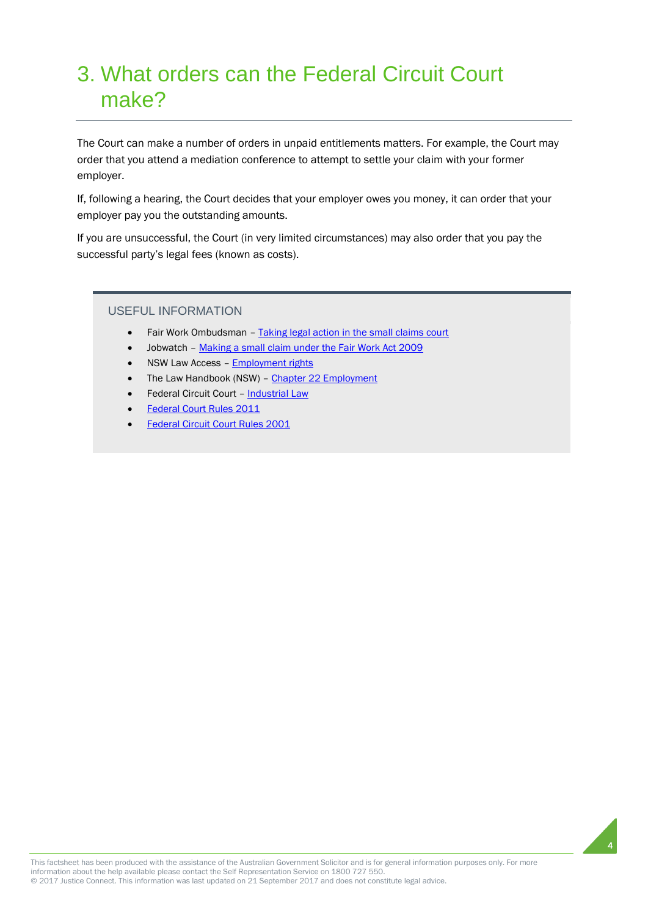# 3. What orders can the Federal Circuit Court make?

The Court can make a number of orders in unpaid entitlements matters. For example, the Court may order that you attend a mediation conference to attempt to settle your claim with your former employer.

If, following a hearing, the Court decides that your employer owes you money, it can order that your employer pay you the outstanding amounts.

If you are unsuccessful, the Court (in very limited circumstances) may also order that you pay the successful party's legal fees (known as costs).

## USEFUL INFORMATION

- Fair Work Ombudsman – Taking legal action in the small claims court
- Jobwatch – Making a small claim under the Fair Work Act 2009
- NSW Law Access – Employment rights
- The Law Handbook (NSW) – Chapter 22 Employment
- Federal Circuit Court – Industrial Law
- Federal Court Rules 2011
- Federal Circuit Court Rules 2001

This factsheet has been produced with the assistance of the Australian Government Solicitor and is for general information purposes only. For more information about the help available please contact the Self Representation Service on 1800 727 550.
© 2017 Justice Connect. This information was last updated on 21 September 2017 and does not constitute legal advice.